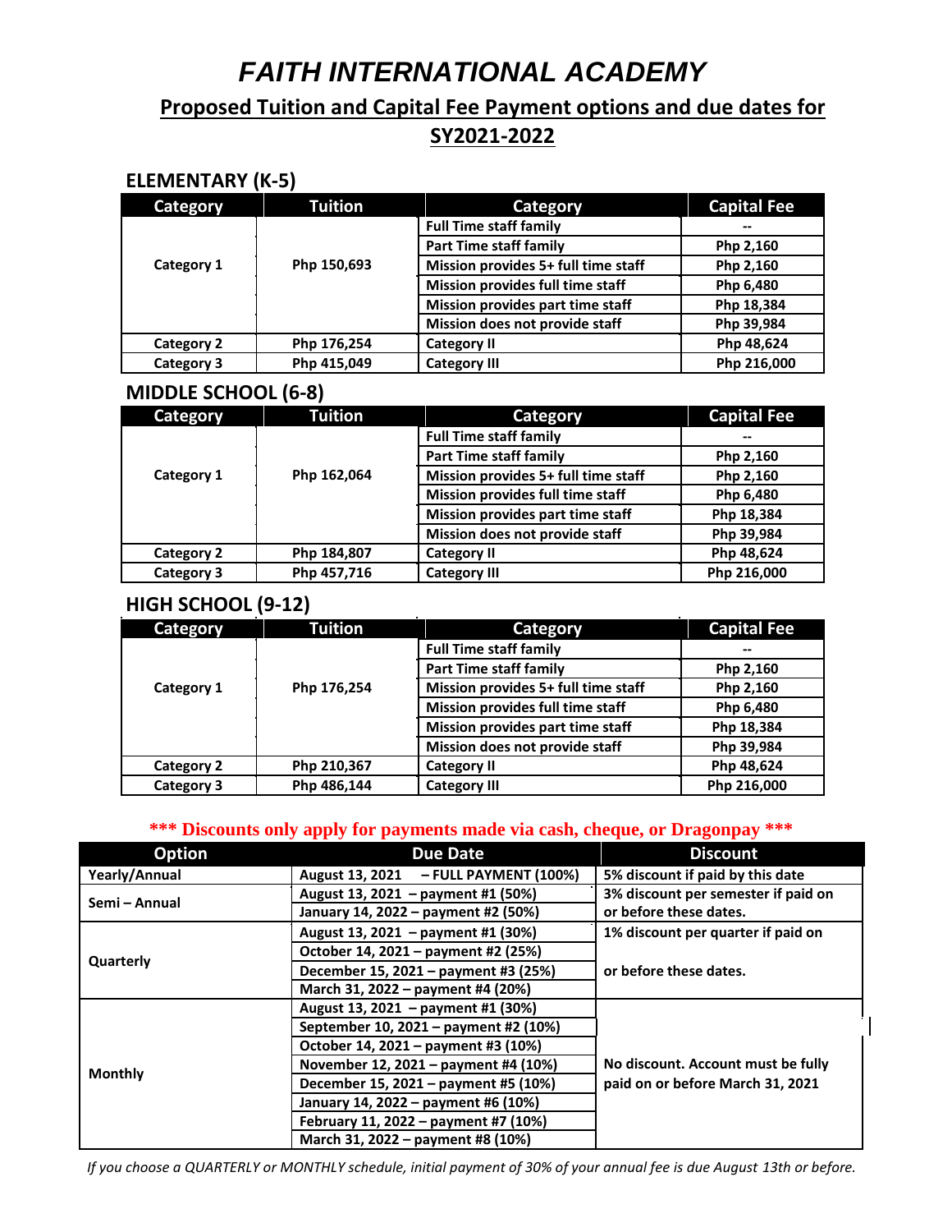# *FAITH INTERNATIONAL ACADEMY*

## Proposed Tuition and Capital Fee Payment options and due dates for SY2021-2022

### ELEMENTARY (K-5)

| Category | Tuition | Category | Capital Fee |
|---|---|---|---|
| Category 1 | Php 150,693 | Full Time staff family | -- |
| | | Part Time staff family | Php 2,160 |
| | | Mission provides 5+ full time staff | Php 2,160 |
| | | Mission provides full time staff | Php 6,480 |
| | | Mission provides part time staff | Php 18,384 |
| | | Mission does not provide staff | Php 39,984 |
| Category 2 | Php 176,254 | Category II | Php 48,624 |
| Category 3 | Php 415,049 | Category III | Php 216,000 |

### MIDDLE SCHOOL (6-8)

| Category | Tuition | Category | Capital Fee |
|---|---|---|---|
| Category 1 | Php 162,064 | Full Time staff family | -- |
| | | Part Time staff family | Php 2,160 |
| | | Mission provides 5+ full time staff | Php 2,160 |
| | | Mission provides full time staff | Php 6,480 |
| | | Mission provides part time staff | Php 18,384 |
| | | Mission does not provide staff | Php 39,984 |
| Category 2 | Php 184,807 | Category II | Php 48,624 |
| Category 3 | Php 457,716 | Category III | Php 216,000 |

### HIGH SCHOOL (9-12)

| Category | Tuition | Category | Capital Fee |
|---|---|---|---|
| Category 1 | Php 176,254 | Full Time staff family | -- |
| | | Part Time staff family | Php 2,160 |
| | | Mission provides 5+ full time staff | Php 2,160 |
| | | Mission provides full time staff | Php 6,480 |
| | | Mission provides part time staff | Php 18,384 |
| | | Mission does not provide staff | Php 39,984 |
| Category 2 | Php 210,367 | Category II | Php 48,624 |
| Category 3 | Php 486,144 | Category III | Php 216,000 |

**\*\*\* Discounts only apply for payments made via cash, cheque, or Dragonpay \*\*\***

| Option | Due Date | Discount |
|---|---|---|
| Yearly/Annual | August 13, 2021 – FULL PAYMENT (100%) | 5% discount if paid by this date |
| Semi – Annual | August 13, 2021 – payment #1 (50%) | 3% discount per semester if paid on or before these dates. |
| | January 14, 2022 – payment #2 (50%) | |
| Quarterly | August 13, 2021 – payment #1 (30%) | 1% discount per quarter if paid on or before these dates. |
| | October 14, 2021 – payment #2 (25%) | |
| | December 15, 2021 – payment #3 (25%) | |
| | March 31, 2022 – payment #4 (20%) | |
| Monthly | August 13, 2021 – payment #1 (30%) | No discount. Account must be fully paid on or before March 31, 2021 |
| | September 10, 2021 – payment #2 (10%) | |
| | October 14, 2021 – payment #3 (10%) | |
| | November 12, 2021 – payment #4 (10%) | |
| | December 15, 2021 – payment #5 (10%) | |
| | January 14, 2022 – payment #6 (10%) | |
| | February 11, 2022 – payment #7 (10%) | |
| | March 31, 2022 – payment #8 (10%) | |

*If you choose a QUARTERLY or MONTHLY schedule, initial payment of 30% of your annual fee is due August 13th or before.*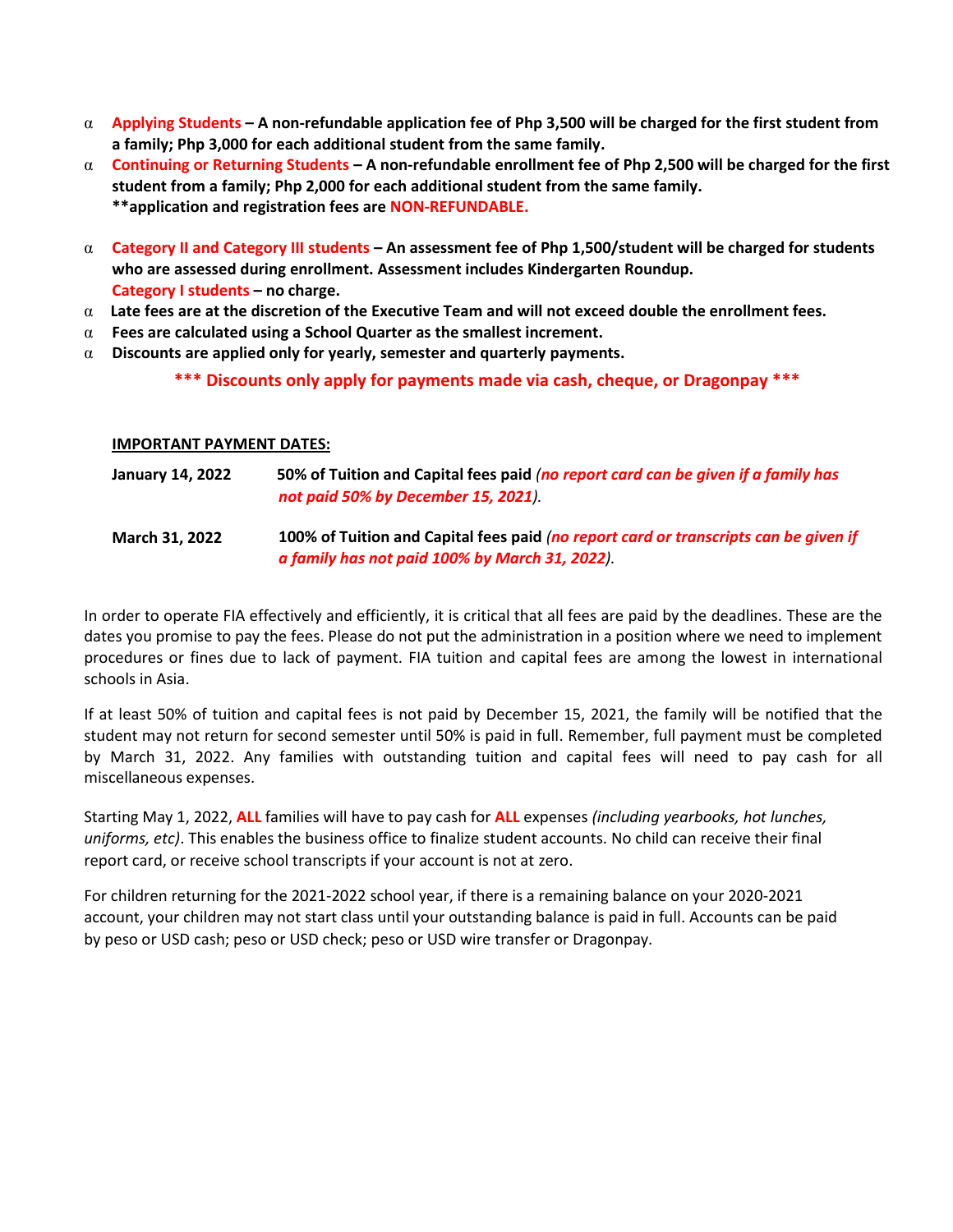- **Applying Students – A non-refundable application fee of Php 3,500 will be charged for the first student from a family; Php 3,000 for each additional student from the same family.**
- **Continuing or Returning Students – A non-refundable enrollment fee of Php 2,500 will be charged for the first student from a family; Php 2,000 for each additional student from the same family.**
  **\*\*application and registration fees are NON-REFUNDABLE.**

- **Category II and Category III students – An assessment fee of Php 1,500/student will be charged for students who are assessed during enrollment. Assessment includes Kindergarten Roundup.**
  **Category I students – no charge.**
- **Late fees are at the discretion of the Executive Team and will not exceed double the enrollment fees.**
- **Fees are calculated using a School Quarter as the smallest increment.**
- **Discounts are applied only for yearly, semester and quarterly payments.**

**\*\*\* Discounts only apply for payments made via cash, cheque, or Dragonpay \*\*\***

**IMPORTANT PAYMENT DATES:**

| | |
|---|---|
| **January 14, 2022** | **50% of Tuition and Capital fees paid** ***(no report card can be given if a family has not paid 50% by December 15, 2021).*** |
| **March 31, 2022** | **100% of Tuition and Capital fees paid** ***(no report card or transcripts can be given if a family has not paid 100% by March 31, 2022).*** |

In order to operate FIA effectively and efficiently, it is critical that all fees are paid by the deadlines. These are the dates you promise to pay the fees. Please do not put the administration in a position where we need to implement procedures or fines due to lack of payment. FIA tuition and capital fees are among the lowest in international schools in Asia.

If at least 50% of tuition and capital fees is not paid by December 15, 2021, the family will be notified that the student may not return for second semester until 50% is paid in full. Remember, full payment must be completed by March 31, 2022. Any families with outstanding tuition and capital fees will need to pay cash for all miscellaneous expenses.

Starting May 1, 2022, **ALL** families will have to pay cash for **ALL** expenses *(including yearbooks, hot lunches, uniforms, etc)*. This enables the business office to finalize student accounts. No child can receive their final report card, or receive school transcripts if your account is not at zero.

For children returning for the 2021-2022 school year, if there is a remaining balance on your 2020-2021 account, your children may not start class until your outstanding balance is paid in full. Accounts can be paid by peso or USD cash; peso or USD check; peso or USD wire transfer or Dragonpay.